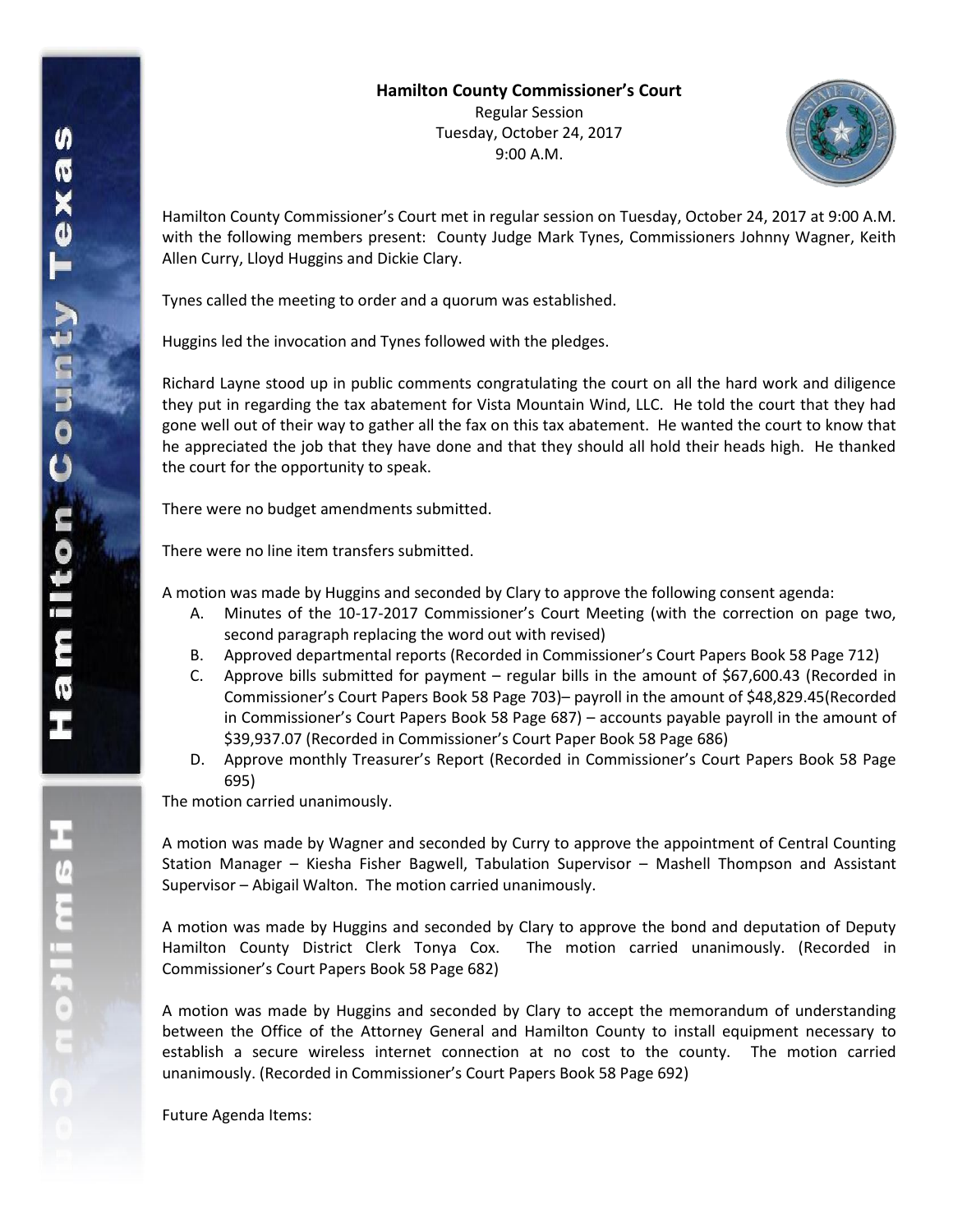**Hamilton County Commissioner's Court**
Regular Session
Tuesday, October 24, 2017
9:00 A.M.

Hamilton County Commissioner's Court met in regular session on Tuesday, October 24, 2017 at 9:00 A.M. with the following members present: County Judge Mark Tynes, Commissioners Johnny Wagner, Keith Allen Curry, Lloyd Huggins and Dickie Clary.

Tynes called the meeting to order and a quorum was established.

Huggins led the invocation and Tynes followed with the pledges.

Richard Layne stood up in public comments congratulating the court on all the hard work and diligence they put in regarding the tax abatement for Vista Mountain Wind, LLC. He told the court that they had gone well out of their way to gather all the fax on this tax abatement. He wanted the court to know that he appreciated the job that they have done and that they should all hold their heads high. He thanked the court for the opportunity to speak.

There were no budget amendments submitted.

There were no line item transfers submitted.

A motion was made by Huggins and seconded by Clary to approve the following consent agenda:

A. Minutes of the 10-17-2017 Commissioner's Court Meeting (with the correction on page two, second paragraph replacing the word out with revised)
B. Approved departmental reports (Recorded in Commissioner's Court Papers Book 58 Page 712)
C. Approve bills submitted for payment – regular bills in the amount of $67,600.43 (Recorded in Commissioner's Court Papers Book 58 Page 703)– payroll in the amount of $48,829.45(Recorded in Commissioner's Court Papers Book 58 Page 687) – accounts payable payroll in the amount of $39,937.07 (Recorded in Commissioner's Court Paper Book 58 Page 686)
D. Approve monthly Treasurer's Report (Recorded in Commissioner's Court Papers Book 58 Page 695)

The motion carried unanimously.

A motion was made by Wagner and seconded by Curry to approve the appointment of Central Counting Station Manager – Kiesha Fisher Bagwell, Tabulation Supervisor – Mashell Thompson and Assistant Supervisor – Abigail Walton. The motion carried unanimously.

A motion was made by Huggins and seconded by Clary to approve the bond and deputation of Deputy Hamilton County District Clerk Tonya Cox. The motion carried unanimously. (Recorded in Commissioner's Court Papers Book 58 Page 682)

A motion was made by Huggins and seconded by Clary to accept the memorandum of understanding between the Office of the Attorney General and Hamilton County to install equipment necessary to establish a secure wireless internet connection at no cost to the county. The motion carried unanimously. (Recorded in Commissioner's Court Papers Book 58 Page 692)

Future Agenda Items: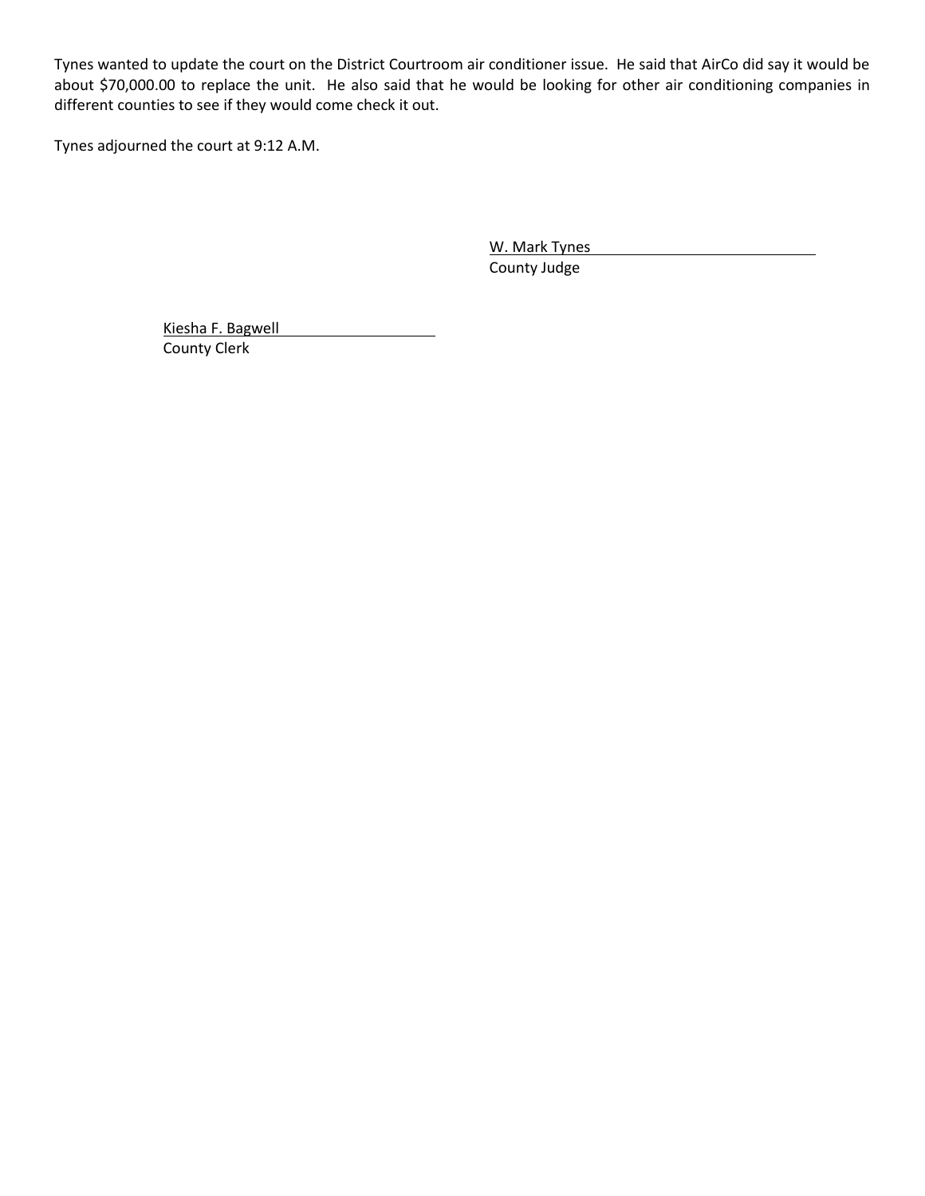Tynes wanted to update the court on the District Courtroom air conditioner issue. He said that AirCo did say it would be about $70,000.00 to replace the unit. He also said that he would be looking for other air conditioning companies in different counties to see if they would come check it out.

Tynes adjourned the court at 9:12 A.M.

W. Mark Tynes
County Judge

Kiesha F. Bagwell
County Clerk